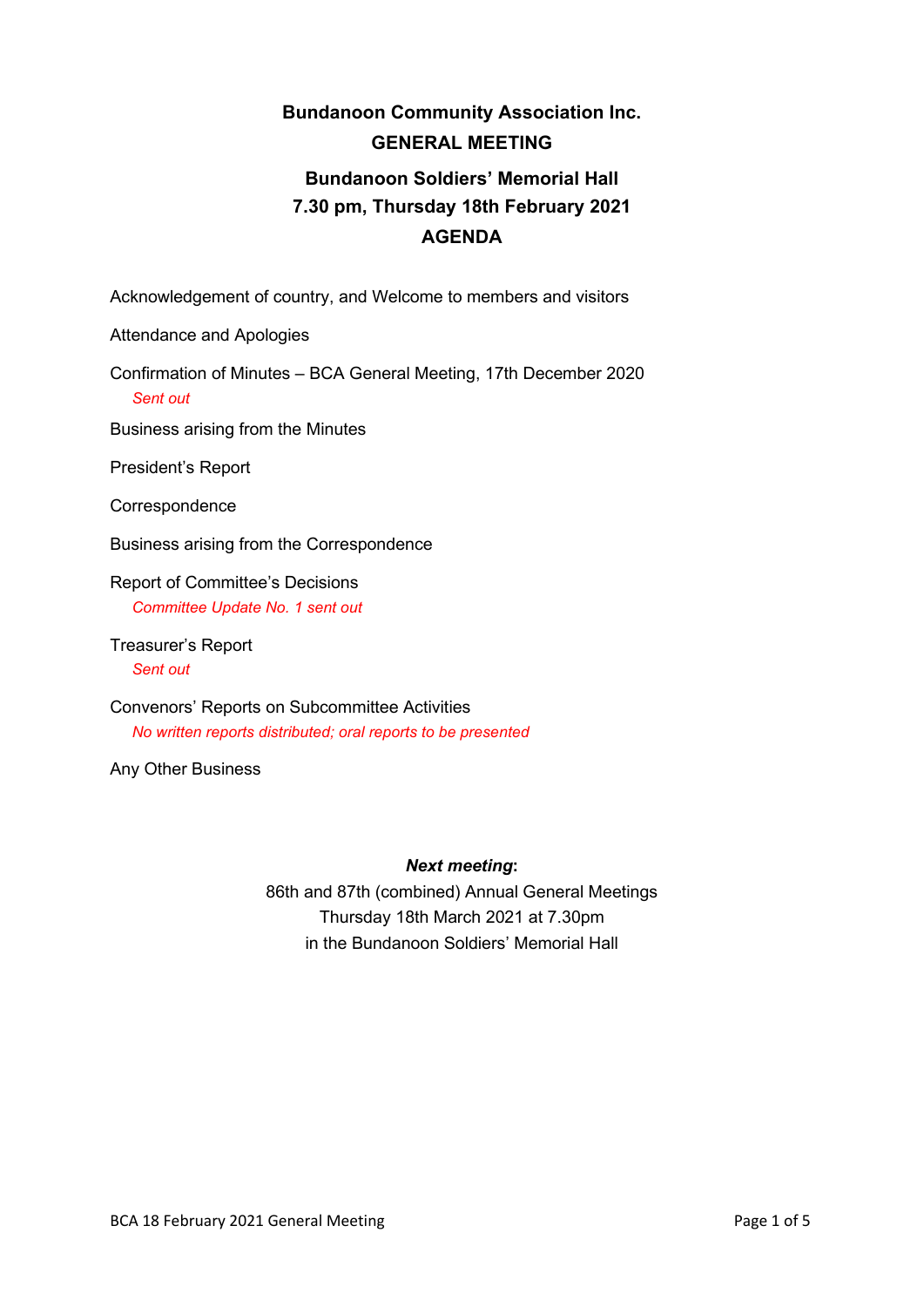# Bundanoon Community Association Inc.

## GENERAL MEETING

## Bundanoon Soldiers' Memorial Hall

## 7.30 pm, Thursday 18th February 2021

## AGENDA

Acknowledgement of country, and Welcome to members and visitors

Attendance and Apologies

Confirmation of Minutes – BCA General Meeting, 17th December 2020
*Sent out*

Business arising from the Minutes

President's Report

Correspondence

Business arising from the Correspondence

Report of Committee's Decisions
*Committee Update No. 1 sent out*

Treasurer's Report
*Sent out*

Convenors' Reports on Subcommittee Activities
*No written reports distributed; oral reports to be presented*

Any Other Business

***Next meeting*:**
86th and 87th (combined) Annual General Meetings
Thursday 18th March 2021 at 7.30pm
in the Bundanoon Soldiers' Memorial Hall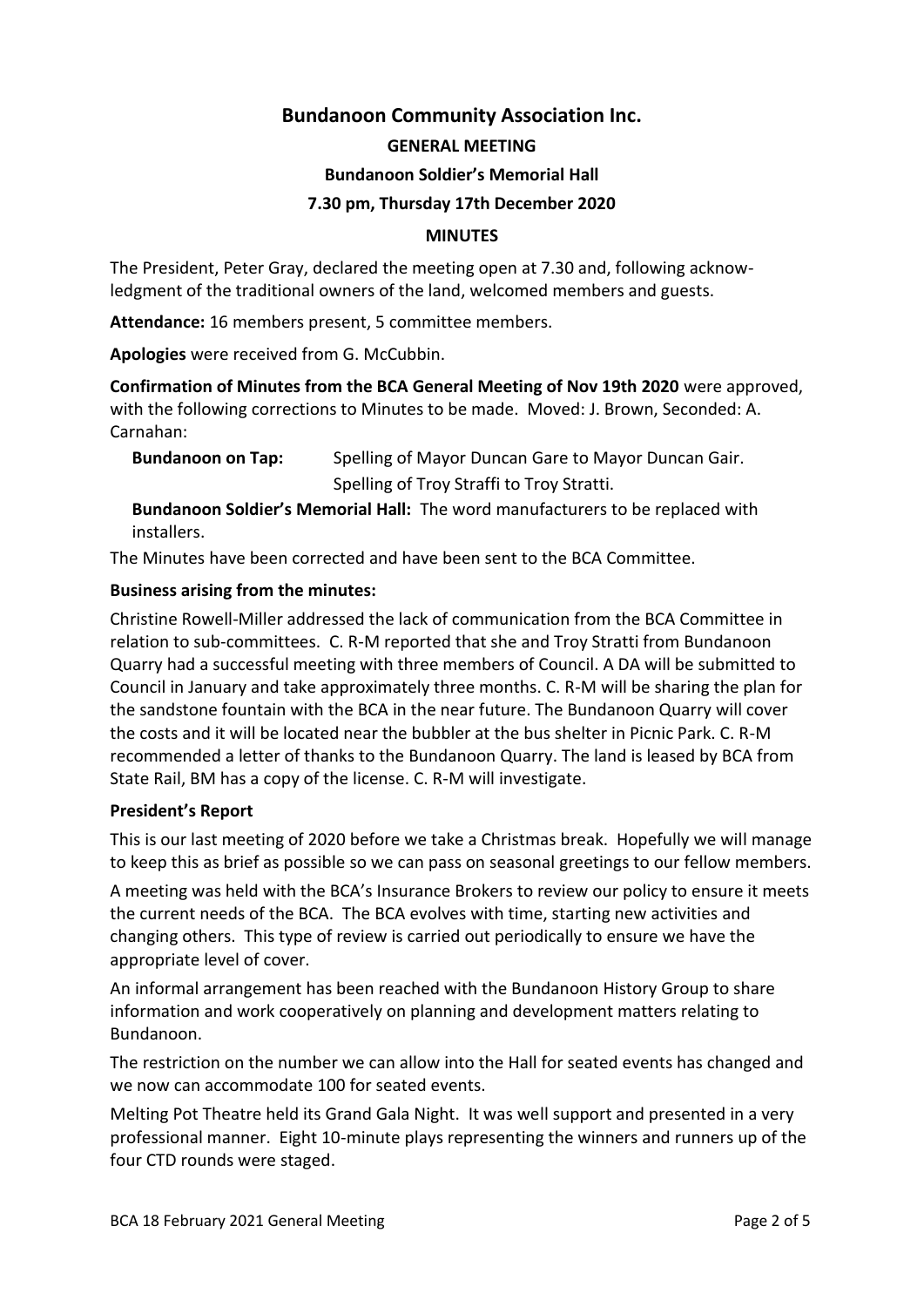# Bundanoon Community Association Inc.

## GENERAL MEETING

### Bundanoon Soldier's Memorial Hall

### 7.30 pm, Thursday 17th December 2020

### MINUTES

The President, Peter Gray, declared the meeting open at 7.30 and, following acknow-ledgment of the traditional owners of the land, welcomed members and guests.

**Attendance:** 16 members present, 5 committee members.

**Apologies** were received from G. McCubbin.

**Confirmation of Minutes from the BCA General Meeting of Nov 19th 2020** were approved, with the following corrections to Minutes to be made. Moved: J. Brown, Seconded: A. Carnahan:

**Bundanoon on Tap:** Spelling of Mayor Duncan Gare to Mayor Duncan Gair. Spelling of Troy Straffi to Troy Stratti.

**Bundanoon Soldier's Memorial Hall:** The word manufacturers to be replaced with installers.

The Minutes have been corrected and have been sent to the BCA Committee.

**Business arising from the minutes:**

Christine Rowell-Miller addressed the lack of communication from the BCA Committee in relation to sub-committees. C. R-M reported that she and Troy Stratti from Bundanoon Quarry had a successful meeting with three members of Council. A DA will be submitted to Council in January and take approximately three months. C. R-M will be sharing the plan for the sandstone fountain with the BCA in the near future. The Bundanoon Quarry will cover the costs and it will be located near the bubbler at the bus shelter in Picnic Park. C. R-M recommended a letter of thanks to the Bundanoon Quarry. The land is leased by BCA from State Rail, BM has a copy of the license. C. R-M will investigate.

**President's Report**

This is our last meeting of 2020 before we take a Christmas break. Hopefully we will manage to keep this as brief as possible so we can pass on seasonal greetings to our fellow members.

A meeting was held with the BCA's Insurance Brokers to review our policy to ensure it meets the current needs of the BCA. The BCA evolves with time, starting new activities and changing others. This type of review is carried out periodically to ensure we have the appropriate level of cover.

An informal arrangement has been reached with the Bundanoon History Group to share information and work cooperatively on planning and development matters relating to Bundanoon.

The restriction on the number we can allow into the Hall for seated events has changed and we now can accommodate 100 for seated events.

Melting Pot Theatre held its Grand Gala Night. It was well support and presented in a very professional manner. Eight 10-minute plays representing the winners and runners up of the four CTD rounds were staged.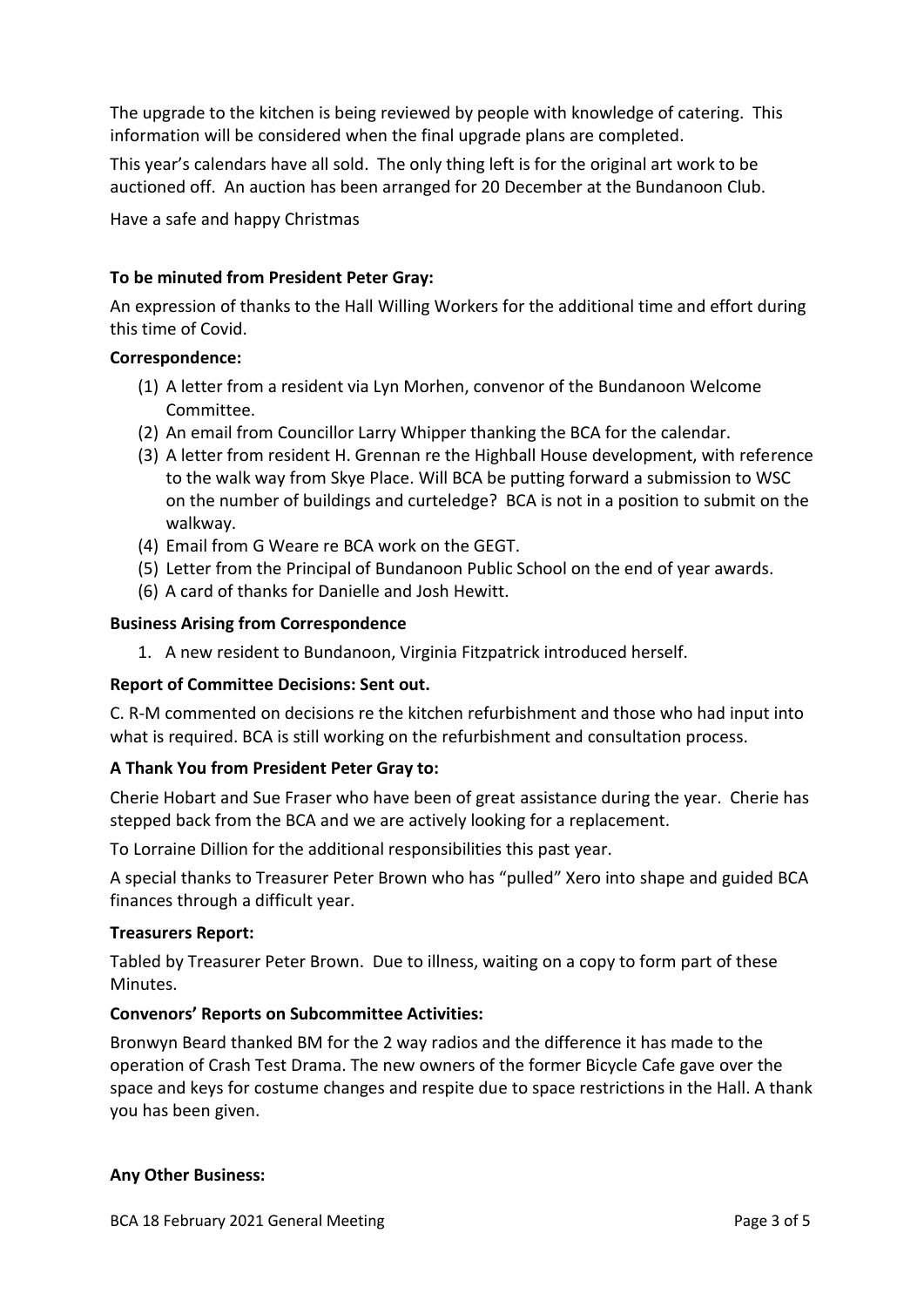The upgrade to the kitchen is being reviewed by people with knowledge of catering. This information will be considered when the final upgrade plans are completed.

This year's calendars have all sold. The only thing left is for the original art work to be auctioned off. An auction has been arranged for 20 December at the Bundanoon Club.

Have a safe and happy Christmas

**To be minuted from President Peter Gray:**

An expression of thanks to the Hall Willing Workers for the additional time and effort during this time of Covid.

**Correspondence:**

(1) A letter from a resident via Lyn Morhen, convenor of the Bundanoon Welcome Committee.
(2) An email from Councillor Larry Whipper thanking the BCA for the calendar.
(3) A letter from resident H. Grennan re the Highball House development, with reference to the walk way from Skye Place. Will BCA be putting forward a submission to WSC on the number of buildings and curteledge? BCA is not in a position to submit on the walkway.
(4) Email from G Weare re BCA work on the GEGT.
(5) Letter from the Principal of Bundanoon Public School on the end of year awards.
(6) A card of thanks for Danielle and Josh Hewitt.

**Business Arising from Correspondence**

1. A new resident to Bundanoon, Virginia Fitzpatrick introduced herself.

**Report of Committee Decisions: Sent out.**

C. R-M commented on decisions re the kitchen refurbishment and those who had input into what is required. BCA is still working on the refurbishment and consultation process.

**A Thank You from President Peter Gray to:**

Cherie Hobart and Sue Fraser who have been of great assistance during the year. Cherie has stepped back from the BCA and we are actively looking for a replacement.

To Lorraine Dillion for the additional responsibilities this past year.

A special thanks to Treasurer Peter Brown who has "pulled" Xero into shape and guided BCA finances through a difficult year.

**Treasurers Report:**

Tabled by Treasurer Peter Brown. Due to illness, waiting on a copy to form part of these Minutes.

**Convenors' Reports on Subcommittee Activities:**

Bronwyn Beard thanked BM for the 2 way radios and the difference it has made to the operation of Crash Test Drama. The new owners of the former Bicycle Cafe gave over the space and keys for costume changes and respite due to space restrictions in the Hall. A thank you has been given.

**Any Other Business:**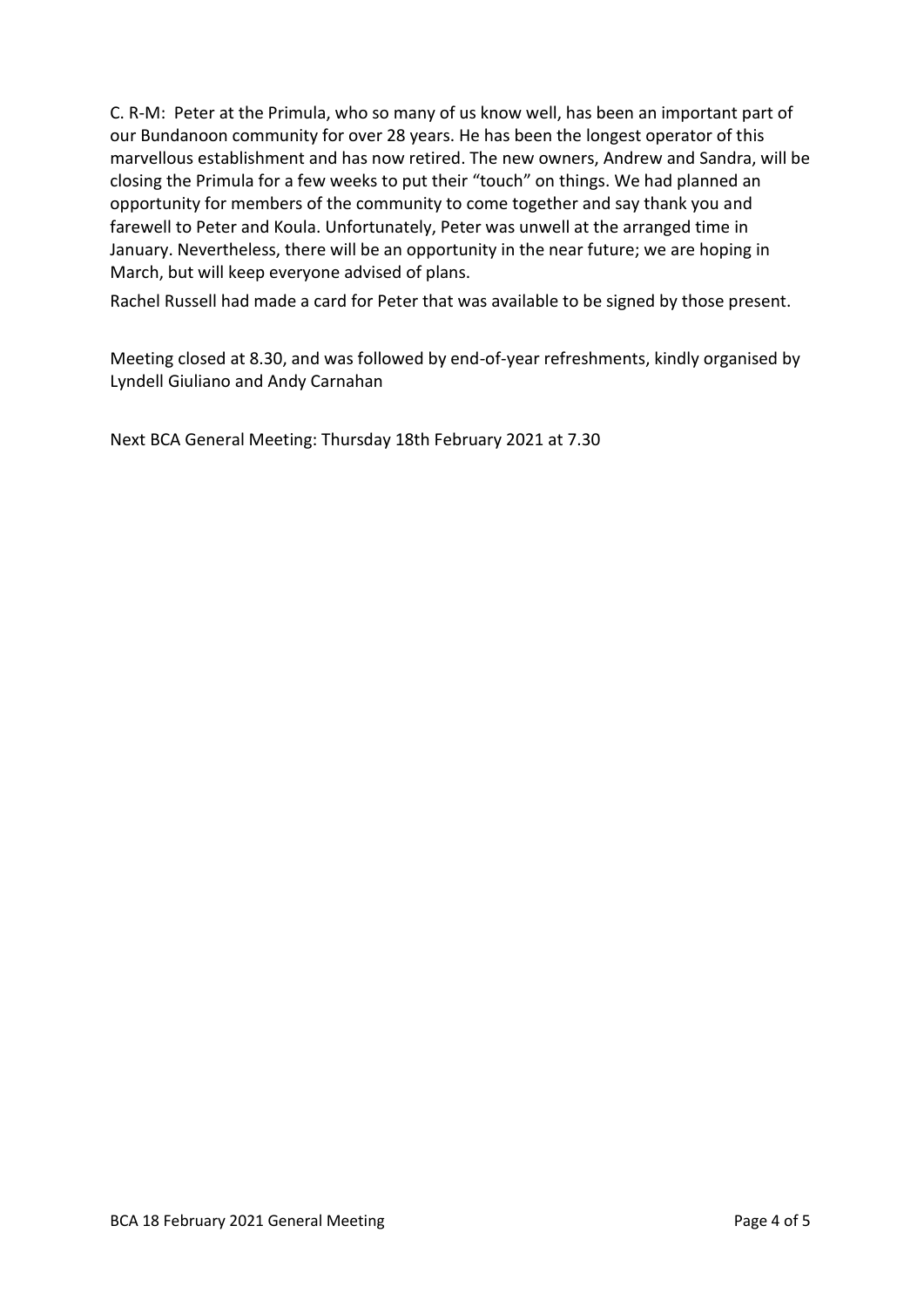C. R-M: Peter at the Primula, who so many of us know well, has been an important part of our Bundanoon community for over 28 years. He has been the longest operator of this marvellous establishment and has now retired. The new owners, Andrew and Sandra, will be closing the Primula for a few weeks to put their "touch" on things. We had planned an opportunity for members of the community to come together and say thank you and farewell to Peter and Koula. Unfortunately, Peter was unwell at the arranged time in January. Nevertheless, there will be an opportunity in the near future; we are hoping in March, but will keep everyone advised of plans.

Rachel Russell had made a card for Peter that was available to be signed by those present.

Meeting closed at 8.30, and was followed by end-of-year refreshments, kindly organised by Lyndell Giuliano and Andy Carnahan

Next BCA General Meeting: Thursday 18th February 2021 at 7.30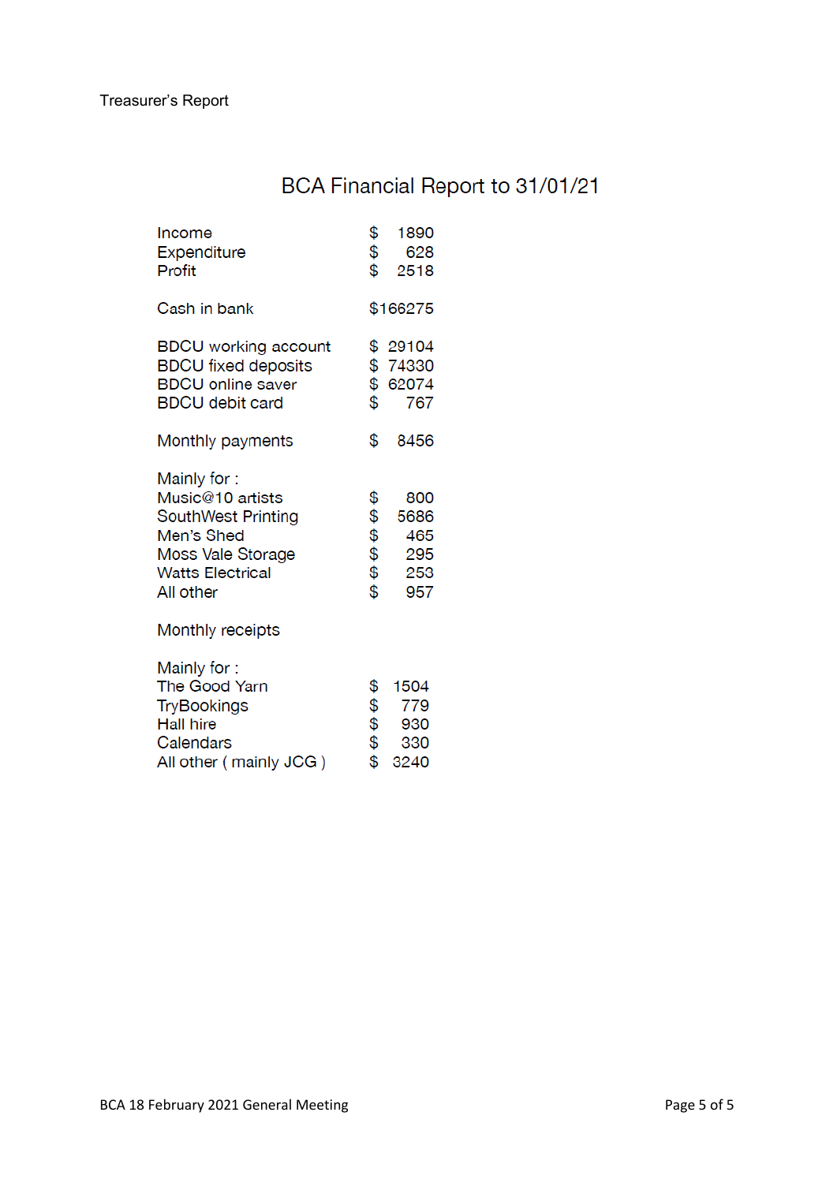Treasurer's Report

# BCA Financial Report to 31/01/21

| | |
|---|---|
| Income | $ 1890 |
| Expenditure | $ 628 |
| Profit | $ 2518 |
| | |
| Cash in bank | $166275 |
| | |
| BDCU working account | $ 29104 |
| BDCU fixed deposits | $ 74330 |
| BDCU online saver | $ 62074 |
| BDCU debit card | $ 767 |
| | |
| Monthly payments | $ 8456 |
| | |
| Mainly for : | |
| Music@10 artists | $ 800 |
| SouthWest Printing | $ 5686 |
| Men's Shed | $ 465 |
| Moss Vale Storage | $ 295 |
| Watts Electrical | $ 253 |
| All other | $ 957 |
| | |
| Monthly receipts | |
| | |
| Mainly for : | |
| The Good Yarn | $ 1504 |
| TryBookings | $ 779 |
| Hall hire | $ 930 |
| Calendars | $ 330 |
| All other ( mainly JCG ) | $ 3240 |